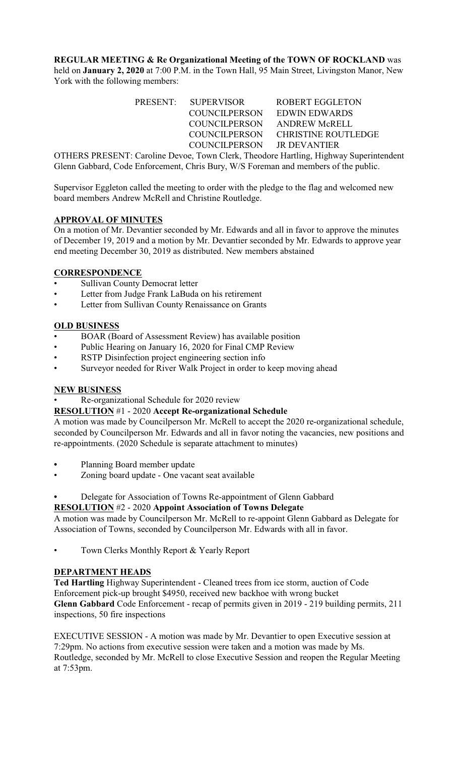**REGULAR MEETING & Re Organizational Meeting of the TOWN OF ROCKLAND** was held on **January 2, 2020** at 7:00 P.M. in the Town Hall, 95 Main Street, Livingston Manor, New York with the following members:

| PRESENT: | SUPERVISOR | ROBERT EGGLETON |
|---|---|---|
| | COUNCILPERSON | EDWIN EDWARDS |
| | COUNCILPERSON | ANDREW McRELL |
| | COUNCILPERSON | CHRISTINE ROUTLEDGE |
| | COUNCILPERSON | JR DEVANTIER |

OTHERS PRESENT: Caroline Devoe, Town Clerk, Theodore Hartling, Highway Superintendent Glenn Gabbard, Code Enforcement, Chris Bury, W/S Foreman and members of the public.

Supervisor Eggleton called the meeting to order with the pledge to the flag and welcomed new board members Andrew McRell and Christine Routledge.

**APPROVAL OF MINUTES**

On a motion of Mr. Devantier seconded by Mr. Edwards and all in favor to approve the minutes of December 19, 2019 and a motion by Mr. Devantier seconded by Mr. Edwards to approve year end meeting December 30, 2019 as distributed. New members abstained

**CORRESPONDENCE**

- Sullivan County Democrat letter
- Letter from Judge Frank LaBuda on his retirement
- Letter from Sullivan County Renaissance on Grants

**OLD BUSINESS**

- BOAR (Board of Assessment Review) has available position
- Public Hearing on January 16, 2020 for Final CMP Review
- RSTP Disinfection project engineering section info
- Surveyor needed for River Walk Project in order to keep moving ahead

**NEW BUSINESS**

- Re-organizational Schedule for 2020 review

**RESOLUTION** #1 - 2020 **Accept Re-organizational Schedule**

A motion was made by Councilperson Mr. McRell to accept the 2020 re-organizational schedule, seconded by Councilperson Mr. Edwards and all in favor noting the vacancies, new positions and re-appointments. (2020 Schedule is separate attachment to minutes)

- Planning Board member update
- Zoning board update - One vacant seat available

- Delegate for Association of Towns Re-appointment of Glenn Gabbard

**RESOLUTION** #2 - 2020 **Appoint Association of Towns Delegate**

A motion was made by Councilperson Mr. McRell to re-appoint Glenn Gabbard as Delegate for Association of Towns, seconded by Councilperson Mr. Edwards with all in favor.

- Town Clerks Monthly Report & Yearly Report

**DEPARTMENT HEADS**

**Ted Hartling** Highway Superintendent - Cleaned trees from ice storm, auction of Code Enforcement pick-up brought $4950, received new backhoe with wrong bucket

**Glenn Gabbard** Code Enforcement - recap of permits given in 2019 - 219 building permits, 211 inspections, 50 fire inspections

EXECUTIVE SESSION - A motion was made by Mr. Devantier to open Executive session at 7:29pm. No actions from executive session were taken and a motion was made by Ms. Routledge, seconded by Mr. McRell to close Executive Session and reopen the Regular Meeting at 7:53pm.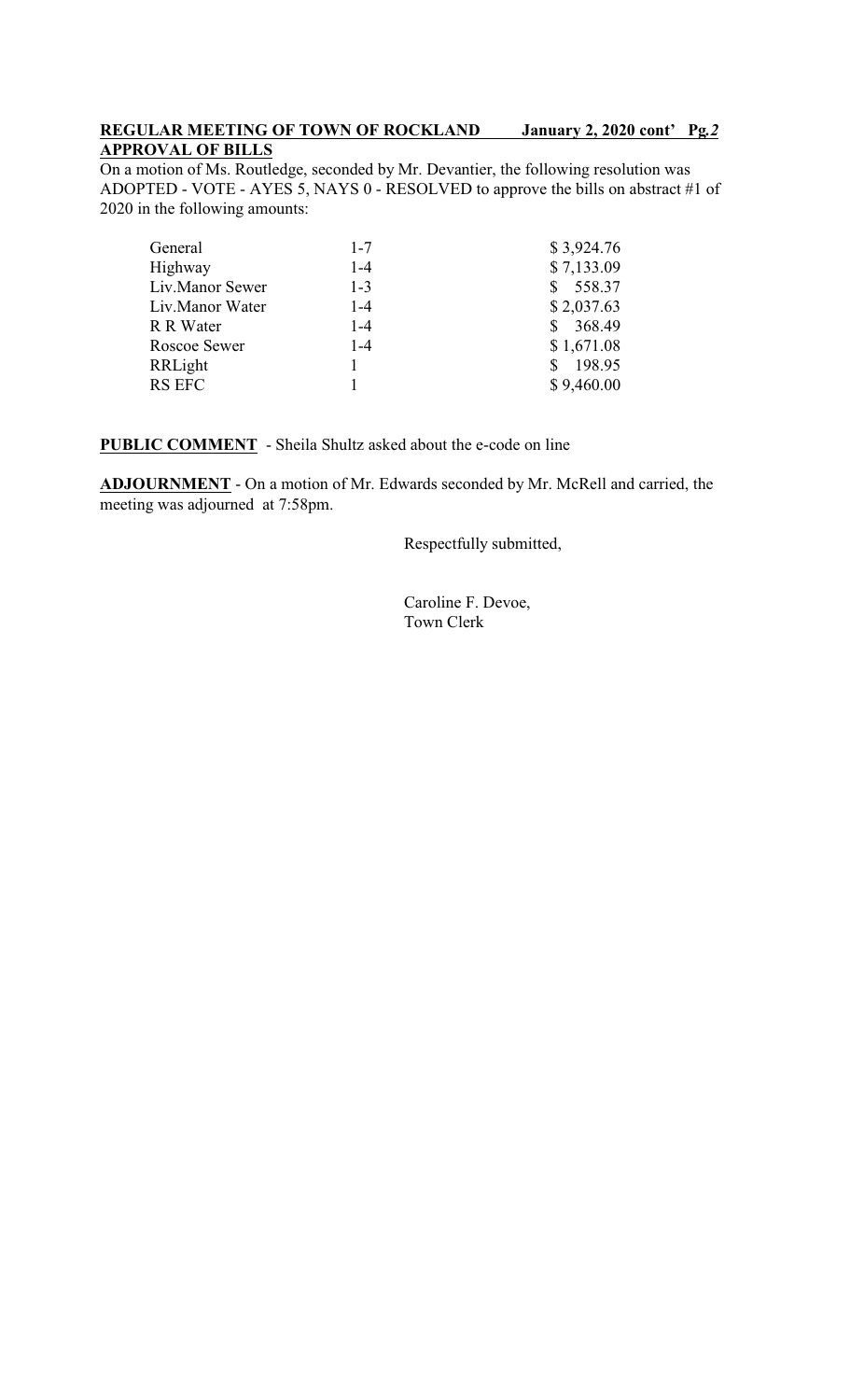**REGULAR MEETING OF TOWN OF ROCKLAND January 2, 2020 cont' Pg.*2***

**APPROVAL OF BILLS**

On a motion of Ms. Routledge, seconded by Mr. Devantier, the following resolution was ADOPTED - VOTE - AYES 5, NAYS 0 - RESOLVED to approve the bills on abstract #1 of 2020 in the following amounts:

| | | |
|---|---|---|
| General | 1-7 | $ 3,924.76 |
| Highway | 1-4 | $ 7,133.09 |
| Liv.Manor Sewer | 1-3 | $ 558.37 |
| Liv.Manor Water | 1-4 | $ 2,037.63 |
| R R Water | 1-4 | $ 368.49 |
| Roscoe Sewer | 1-4 | $ 1,671.08 |
| RRLight | 1 | $ 198.95 |
| RS EFC | 1 | $ 9,460.00 |

**PUBLIC COMMENT** - Sheila Shultz asked about the e-code on line

**ADJOURNMENT** - On a motion of Mr. Edwards seconded by Mr. McRell and carried, the meeting was adjourned at 7:58pm.

Respectfully submitted,

Caroline F. Devoe,
Town Clerk